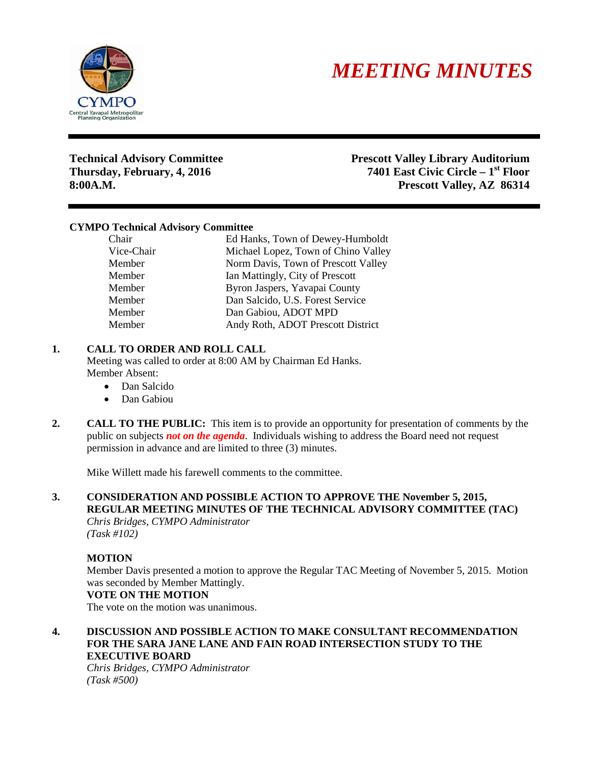# MEETING MINUTES

CYMPO
Central Yavapai Metropolitan Planning Organization

**Technical Advisory Committee**
**Thursday, February, 4, 2016**
**8:00A.M.**

**Prescott Valley Library Auditorium**
**7401 East Civic Circle – 1st Floor**
**Prescott Valley, AZ 86314**

**CYMPO Technical Advisory Committee**

| | |
|---|---|
| Chair | Ed Hanks, Town of Dewey-Humboldt |
| Vice-Chair | Michael Lopez, Town of Chino Valley |
| Member | Norm Davis, Town of Prescott Valley |
| Member | Ian Mattingly, City of Prescott |
| Member | Byron Jaspers, Yavapai County |
| Member | Dan Salcido, U.S. Forest Service |
| Member | Dan Gabiou, ADOT MPD |
| Member | Andy Roth, ADOT Prescott District |

**1. CALL TO ORDER AND ROLL CALL**

Meeting was called to order at 8:00 AM by Chairman Ed Hanks.
Member Absent:

- Dan Salcido
- Dan Gabiou

**2. CALL TO THE PUBLIC:** This item is to provide an opportunity for presentation of comments by the public on subjects ***not on the agenda***. Individuals wishing to address the Board need not request permission in advance and are limited to three (3) minutes.

Mike Willett made his farewell comments to the committee.

**3. CONSIDERATION AND POSSIBLE ACTION TO APPROVE THE November 5, 2015, REGULAR MEETING MINUTES OF THE TECHNICAL ADVISORY COMMITTEE (TAC)**

*Chris Bridges, CYMPO Administrator*
*(Task #102)*

**MOTION**
Member Davis presented a motion to approve the Regular TAC Meeting of November 5, 2015. Motion was seconded by Member Mattingly.
**VOTE ON THE MOTION**
The vote on the motion was unanimous.

**4. DISCUSSION AND POSSIBLE ACTION TO MAKE CONSULTANT RECOMMENDATION FOR THE SARA JANE LANE AND FAIN ROAD INTERSECTION STUDY TO THE EXECUTIVE BOARD**

*Chris Bridges, CYMPO Administrator*
*(Task #500)*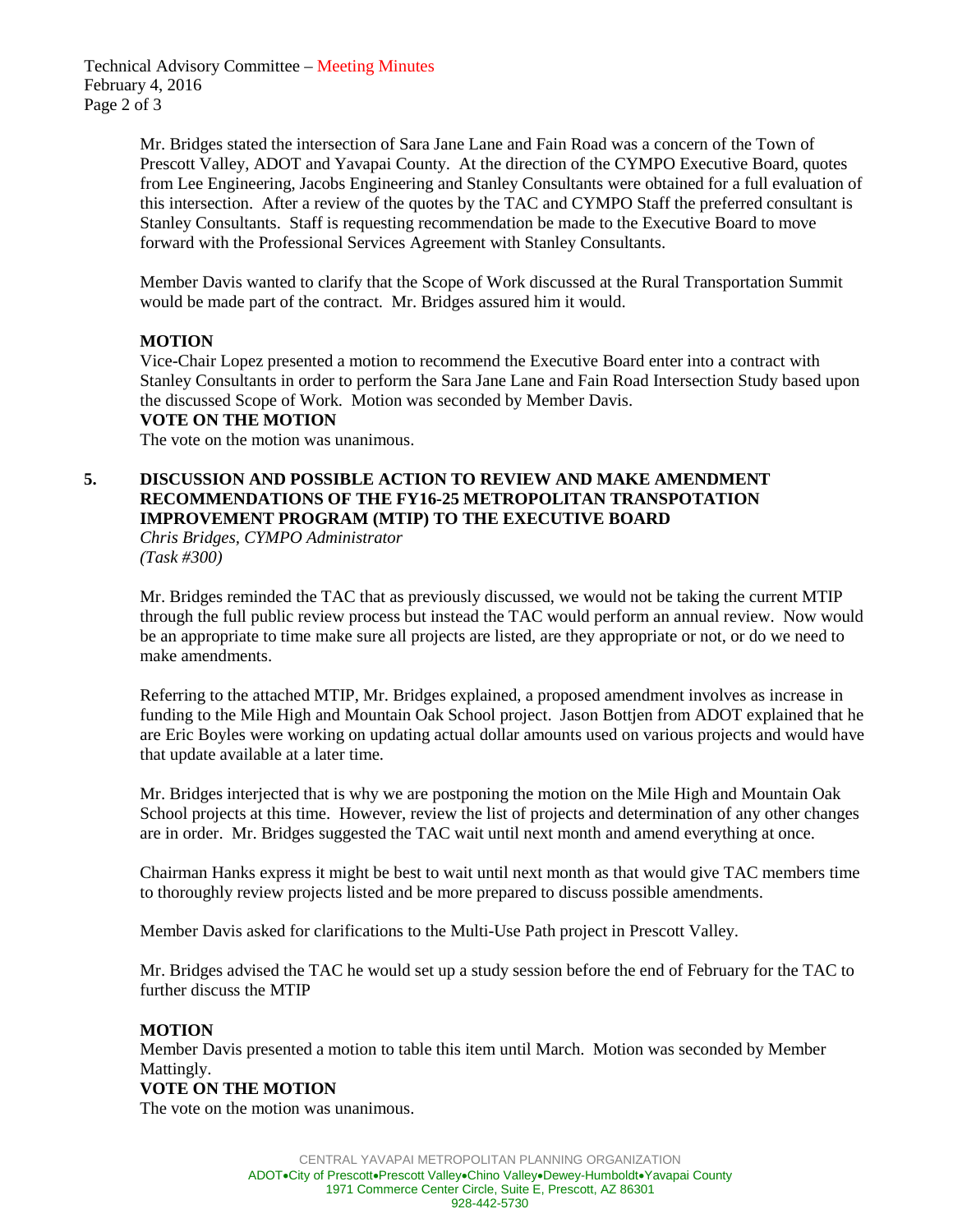Mr. Bridges stated the intersection of Sara Jane Lane and Fain Road was a concern of the Town of Prescott Valley, ADOT and Yavapai County. At the direction of the CYMPO Executive Board, quotes from Lee Engineering, Jacobs Engineering and Stanley Consultants were obtained for a full evaluation of this intersection. After a review of the quotes by the TAC and CYMPO Staff the preferred consultant is Stanley Consultants. Staff is requesting recommendation be made to the Executive Board to move forward with the Professional Services Agreement with Stanley Consultants.

Member Davis wanted to clarify that the Scope of Work discussed at the Rural Transportation Summit would be made part of the contract. Mr. Bridges assured him it would.

**MOTION**
Vice-Chair Lopez presented a motion to recommend the Executive Board enter into a contract with Stanley Consultants in order to perform the Sara Jane Lane and Fain Road Intersection Study based upon the discussed Scope of Work. Motion was seconded by Member Davis.
**VOTE ON THE MOTION**
The vote on the motion was unanimous.

**5. DISCUSSION AND POSSIBLE ACTION TO REVIEW AND MAKE AMENDMENT RECOMMENDATIONS OF THE FY16-25 METROPOLITAN TRANSPOTATION IMPROVEMENT PROGRAM (MTIP) TO THE EXECUTIVE BOARD**
*Chris Bridges, CYMPO Administrator*
*(Task #300)*

Mr. Bridges reminded the TAC that as previously discussed, we would not be taking the current MTIP through the full public review process but instead the TAC would perform an annual review. Now would be an appropriate to time make sure all projects are listed, are they appropriate or not, or do we need to make amendments.

Referring to the attached MTIP, Mr. Bridges explained, a proposed amendment involves as increase in funding to the Mile High and Mountain Oak School project. Jason Bottjen from ADOT explained that he are Eric Boyles were working on updating actual dollar amounts used on various projects and would have that update available at a later time.

Mr. Bridges interjected that is why we are postponing the motion on the Mile High and Mountain Oak School projects at this time. However, review the list of projects and determination of any other changes are in order. Mr. Bridges suggested the TAC wait until next month and amend everything at once.

Chairman Hanks express it might be best to wait until next month as that would give TAC members time to thoroughly review projects listed and be more prepared to discuss possible amendments.

Member Davis asked for clarifications to the Multi-Use Path project in Prescott Valley.

Mr. Bridges advised the TAC he would set up a study session before the end of February for the TAC to further discuss the MTIP

**MOTION**
Member Davis presented a motion to table this item until March. Motion was seconded by Member Mattingly.
**VOTE ON THE MOTION**
The vote on the motion was unanimous.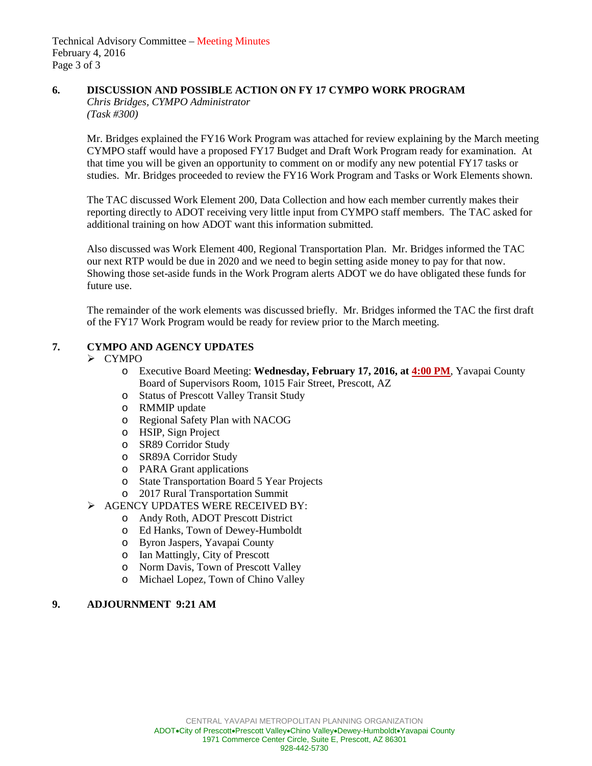### 6. DISCUSSION AND POSSIBLE ACTION ON FY 17 CYMPO WORK PROGRAM

*Chris Bridges, CYMPO Administrator*
*(Task #300)*

Mr. Bridges explained the FY16 Work Program was attached for review explaining by the March meeting CYMPO staff would have a proposed FY17 Budget and Draft Work Program ready for examination. At that time you will be given an opportunity to comment on or modify any new potential FY17 tasks or studies. Mr. Bridges proceeded to review the FY16 Work Program and Tasks or Work Elements shown.

The TAC discussed Work Element 200, Data Collection and how each member currently makes their reporting directly to ADOT receiving very little input from CYMPO staff members. The TAC asked for additional training on how ADOT want this information submitted.

Also discussed was Work Element 400, Regional Transportation Plan. Mr. Bridges informed the TAC our next RTP would be due in 2020 and we need to begin setting aside money to pay for that now. Showing those set-aside funds in the Work Program alerts ADOT we do have obligated these funds for future use.

The remainder of the work elements was discussed briefly. Mr. Bridges informed the TAC the first draft of the FY17 Work Program would be ready for review prior to the March meeting.

### 7. CYMPO AND AGENCY UPDATES

- CYMPO
  - Executive Board Meeting: **Wednesday, February 17, 2016, at 4:00 PM**, Yavapai County Board of Supervisors Room, 1015 Fair Street, Prescott, AZ
  - Status of Prescott Valley Transit Study
  - RMMIP update
  - Regional Safety Plan with NACOG
  - HSIP, Sign Project
  - SR89 Corridor Study
  - SR89A Corridor Study
  - PARA Grant applications
  - State Transportation Board 5 Year Projects
  - 2017 Rural Transportation Summit
- AGENCY UPDATES WERE RECEIVED BY:
  - Andy Roth, ADOT Prescott District
  - Ed Hanks, Town of Dewey-Humboldt
  - Byron Jaspers, Yavapai County
  - Ian Mattingly, City of Prescott
  - Norm Davis, Town of Prescott Valley
  - Michael Lopez, Town of Chino Valley

### 9. ADJOURNMENT 9:21 AM